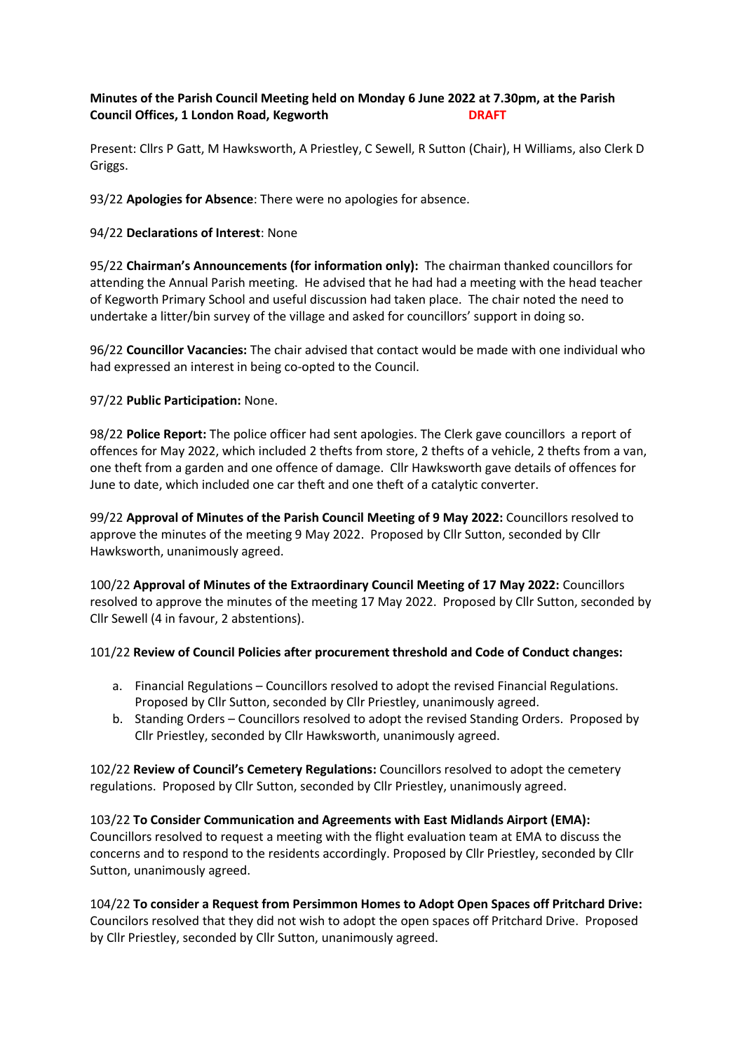**Minutes of the Parish Council Meeting held on Monday 6 June 2022 at 7.30pm, at the Parish Council Offices, 1 London Road, Kegworth** **DRAFT**

Present: Cllrs P Gatt, M Hawksworth, A Priestley, C Sewell, R Sutton (Chair), H Williams, also Clerk D Griggs.

93/22 **Apologies for Absence**: There were no apologies for absence.

94/22 **Declarations of Interest**: None

95/22 **Chairman's Announcements (for information only):** The chairman thanked councillors for attending the Annual Parish meeting. He advised that he had had a meeting with the head teacher of Kegworth Primary School and useful discussion had taken place. The chair noted the need to undertake a litter/bin survey of the village and asked for councillors' support in doing so.

96/22 **Councillor Vacancies:** The chair advised that contact would be made with one individual who had expressed an interest in being co-opted to the Council.

97/22 **Public Participation:** None.

98/22 **Police Report:** The police officer had sent apologies. The Clerk gave councillors a report of offences for May 2022, which included 2 thefts from store, 2 thefts of a vehicle, 2 thefts from a van, one theft from a garden and one offence of damage. Cllr Hawksworth gave details of offences for June to date, which included one car theft and one theft of a catalytic converter.

99/22 **Approval of Minutes of the Parish Council Meeting of 9 May 2022:** Councillors resolved to approve the minutes of the meeting 9 May 2022. Proposed by Cllr Sutton, seconded by Cllr Hawksworth, unanimously agreed.

100/22 **Approval of Minutes of the Extraordinary Council Meeting of 17 May 2022:** Councillors resolved to approve the minutes of the meeting 17 May 2022. Proposed by Cllr Sutton, seconded by Cllr Sewell (4 in favour, 2 abstentions).

101/22 **Review of Council Policies after procurement threshold and Code of Conduct changes:**

a. Financial Regulations – Councillors resolved to adopt the revised Financial Regulations. Proposed by Cllr Sutton, seconded by Cllr Priestley, unanimously agreed.
b. Standing Orders – Councillors resolved to adopt the revised Standing Orders. Proposed by Cllr Priestley, seconded by Cllr Hawksworth, unanimously agreed.

102/22 **Review of Council's Cemetery Regulations:** Councillors resolved to adopt the cemetery regulations. Proposed by Cllr Sutton, seconded by Cllr Priestley, unanimously agreed.

103/22 **To Consider Communication and Agreements with East Midlands Airport (EMA):** Councillors resolved to request a meeting with the flight evaluation team at EMA to discuss the concerns and to respond to the residents accordingly. Proposed by Cllr Priestley, seconded by Cllr Sutton, unanimously agreed.

104/22 **To consider a Request from Persimmon Homes to Adopt Open Spaces off Pritchard Drive:** Councilors resolved that they did not wish to adopt the open spaces off Pritchard Drive. Proposed by Cllr Priestley, seconded by Cllr Sutton, unanimously agreed.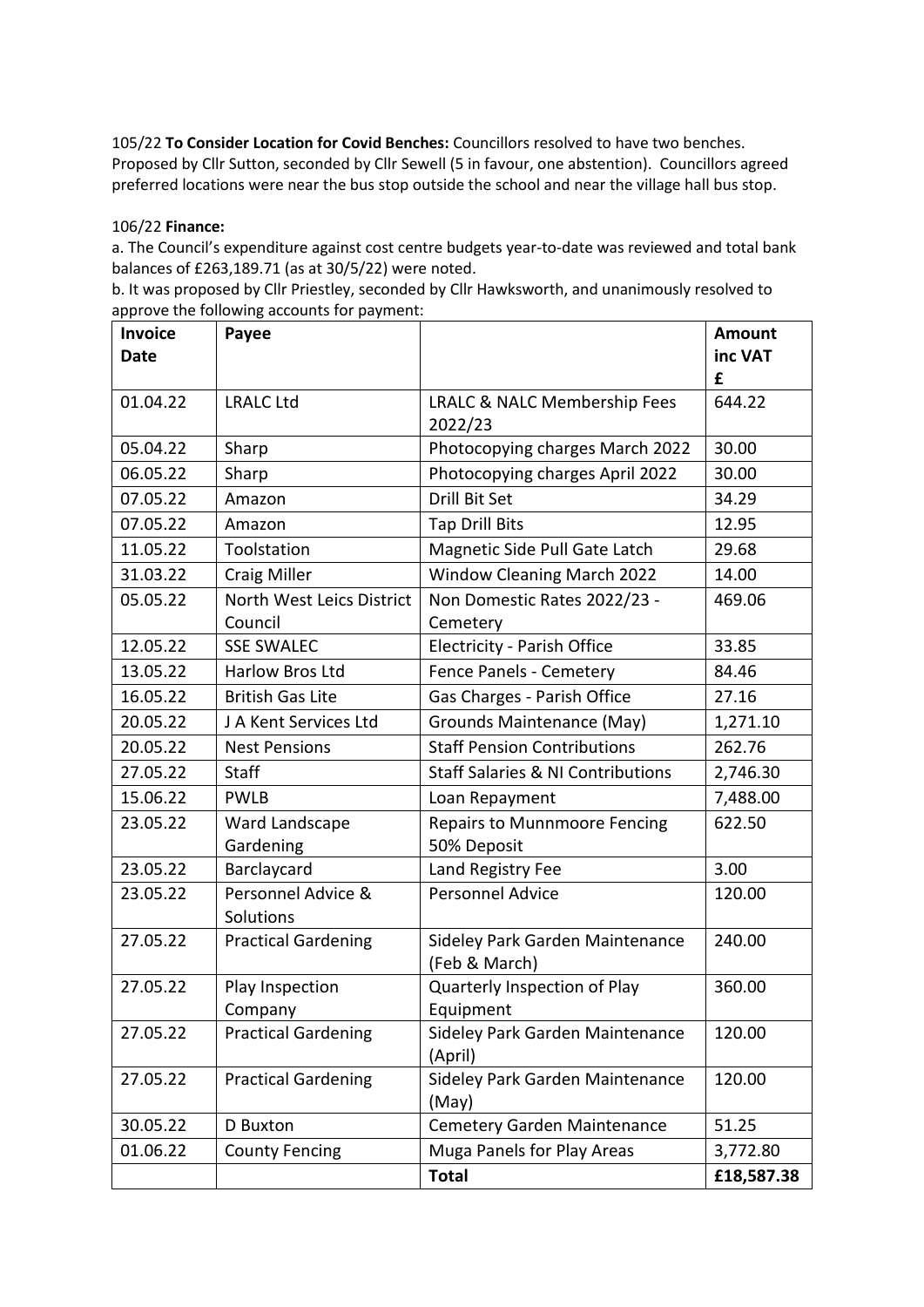105/22 **To Consider Location for Covid Benches:** Councillors resolved to have two benches. Proposed by Cllr Sutton, seconded by Cllr Sewell (5 in favour, one abstention). Councillors agreed preferred locations were near the bus stop outside the school and near the village hall bus stop.

106/22 **Finance:**

a. The Council's expenditure against cost centre budgets year-to-date was reviewed and total bank balances of £263,189.71 (as at 30/5/22) were noted.

b. It was proposed by Cllr Priestley, seconded by Cllr Hawksworth, and unanimously resolved to approve the following accounts for payment:

| **Invoice Date** | **Payee** | | **Amount inc VAT £** |
|---|---|---|---|
| 01.04.22 | LRALC Ltd | LRALC & NALC Membership Fees 2022/23 | 644.22 |
| 05.04.22 | Sharp | Photocopying charges March 2022 | 30.00 |
| 06.05.22 | Sharp | Photocopying charges April 2022 | 30.00 |
| 07.05.22 | Amazon | Drill Bit Set | 34.29 |
| 07.05.22 | Amazon | Tap Drill Bits | 12.95 |
| 11.05.22 | Toolstation | Magnetic Side Pull Gate Latch | 29.68 |
| 31.03.22 | Craig Miller | Window Cleaning March 2022 | 14.00 |
| 05.05.22 | North West Leics District Council | Non Domestic Rates 2022/23 - Cemetery | 469.06 |
| 12.05.22 | SSE SWALEC | Electricity - Parish Office | 33.85 |
| 13.05.22 | Harlow Bros Ltd | Fence Panels - Cemetery | 84.46 |
| 16.05.22 | British Gas Lite | Gas Charges - Parish Office | 27.16 |
| 20.05.22 | J A Kent Services Ltd | Grounds Maintenance (May) | 1,271.10 |
| 20.05.22 | Nest Pensions | Staff Pension Contributions | 262.76 |
| 27.05.22 | Staff | Staff Salaries & NI Contributions | 2,746.30 |
| 15.06.22 | PWLB | Loan Repayment | 7,488.00 |
| 23.05.22 | Ward Landscape Gardening | Repairs to Munnmoore Fencing 50% Deposit | 622.50 |
| 23.05.22 | Barclaycard | Land Registry Fee | 3.00 |
| 23.05.22 | Personnel Advice & Solutions | Personnel Advice | 120.00 |
| 27.05.22 | Practical Gardening | Sideley Park Garden Maintenance (Feb & March) | 240.00 |
| 27.05.22 | Play Inspection Company | Quarterly Inspection of Play Equipment | 360.00 |
| 27.05.22 | Practical Gardening | Sideley Park Garden Maintenance (April) | 120.00 |
| 27.05.22 | Practical Gardening | Sideley Park Garden Maintenance (May) | 120.00 |
| 30.05.22 | D Buxton | Cemetery Garden Maintenance | 51.25 |
| 01.06.22 | County Fencing | Muga Panels for Play Areas | 3,772.80 |
| | | **Total** | **£18,587.38** |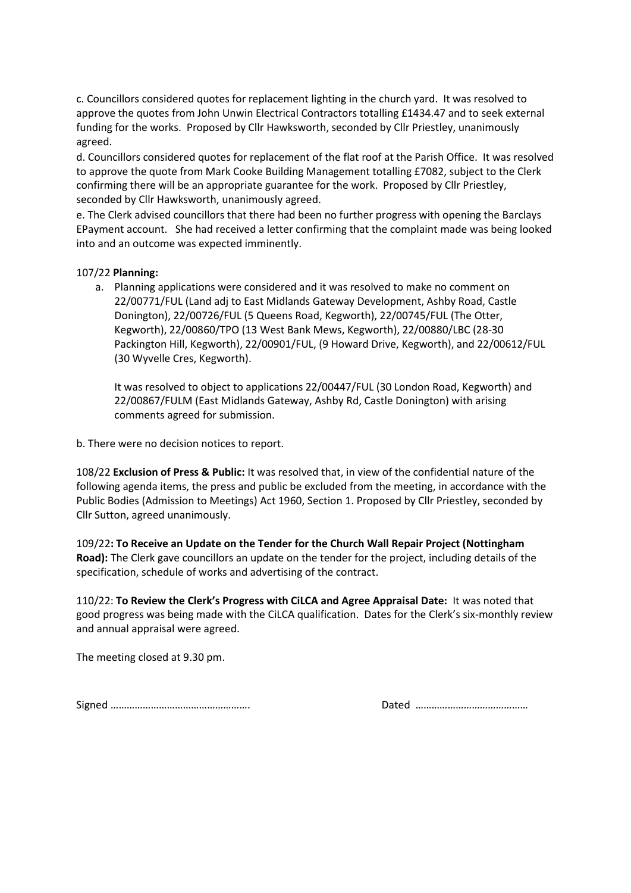c. Councillors considered quotes for replacement lighting in the church yard. It was resolved to approve the quotes from John Unwin Electrical Contractors totalling £1434.47 and to seek external funding for the works. Proposed by Cllr Hawksworth, seconded by Cllr Priestley, unanimously agreed.

d. Councillors considered quotes for replacement of the flat roof at the Parish Office. It was resolved to approve the quote from Mark Cooke Building Management totalling £7082, subject to the Clerk confirming there will be an appropriate guarantee for the work. Proposed by Cllr Priestley, seconded by Cllr Hawksworth, unanimously agreed.

e. The Clerk advised councillors that there had been no further progress with opening the Barclays EPayment account. She had received a letter confirming that the complaint made was being looked into and an outcome was expected imminently.

107/22 **Planning:**

a. Planning applications were considered and it was resolved to make no comment on 22/00771/FUL (Land adj to East Midlands Gateway Development, Ashby Road, Castle Donington), 22/00726/FUL (5 Queens Road, Kegworth), 22/00745/FUL (The Otter, Kegworth), 22/00860/TPO (13 West Bank Mews, Kegworth), 22/00880/LBC (28-30 Packington Hill, Kegworth), 22/00901/FUL, (9 Howard Drive, Kegworth), and 22/00612/FUL (30 Wyvelle Cres, Kegworth).

   It was resolved to object to applications 22/00447/FUL (30 London Road, Kegworth) and 22/00867/FULM (East Midlands Gateway, Ashby Rd, Castle Donington) with arising comments agreed for submission.

b. There were no decision notices to report.

108/22 **Exclusion of Press & Public:** It was resolved that, in view of the confidential nature of the following agenda items, the press and public be excluded from the meeting, in accordance with the Public Bodies (Admission to Meetings) Act 1960, Section 1. Proposed by Cllr Priestley, seconded by Cllr Sutton, agreed unanimously.

109/22**: To Receive an Update on the Tender for the Church Wall Repair Project (Nottingham Road):** The Clerk gave councillors an update on the tender for the project, including details of the specification, schedule of works and advertising of the contract.

110/22: **To Review the Clerk's Progress with CiLCA and Agree Appraisal Date:** It was noted that good progress was being made with the CiLCA qualification. Dates for the Clerk's six-monthly review and annual appraisal were agreed.

The meeting closed at 9.30 pm.

Signed ……………………………………………. Dated ……………………………………